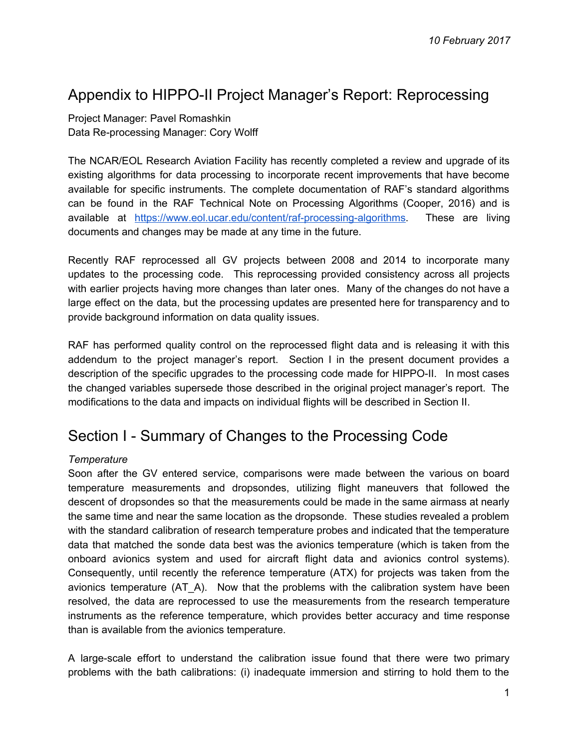*10 February 2017*

# Appendix to HIPPO-II Project Manager's Report: Reprocessing

Project Manager: Pavel Romashkin
Data Re-processing Manager: Cory Wolff

The NCAR/EOL Research Aviation Facility has recently completed a review and upgrade of its existing algorithms for data processing to incorporate recent improvements that have become available for specific instruments. The complete documentation of RAF's standard algorithms can be found in the RAF Technical Note on Processing Algorithms (Cooper, 2016) and is available at https://www.eol.ucar.edu/content/raf-processing-algorithms. These are living documents and changes may be made at any time in the future.

Recently RAF reprocessed all GV projects between 2008 and 2014 to incorporate many updates to the processing code. This reprocessing provided consistency across all projects with earlier projects having more changes than later ones. Many of the changes do not have a large effect on the data, but the processing updates are presented here for transparency and to provide background information on data quality issues.

RAF has performed quality control on the reprocessed flight data and is releasing it with this addendum to the project manager's report. Section I in the present document provides a description of the specific upgrades to the processing code made for HIPPO-II. In most cases the changed variables supersede those described in the original project manager's report. The modifications to the data and impacts on individual flights will be described in Section II.

## Section I - Summary of Changes to the Processing Code

*Temperature*

Soon after the GV entered service, comparisons were made between the various on board temperature measurements and dropsondes, utilizing flight maneuvers that followed the descent of dropsondes so that the measurements could be made in the same airmass at nearly the same time and near the same location as the dropsonde. These studies revealed a problem with the standard calibration of research temperature probes and indicated that the temperature data that matched the sonde data best was the avionics temperature (which is taken from the onboard avionics system and used for aircraft flight data and avionics control systems). Consequently, until recently the reference temperature (ATX) for projects was taken from the avionics temperature (AT_A). Now that the problems with the calibration system have been resolved, the data are reprocessed to use the measurements from the research temperature instruments as the reference temperature, which provides better accuracy and time response than is available from the avionics temperature.

A large-scale effort to understand the calibration issue found that there were two primary problems with the bath calibrations: (i) inadequate immersion and stirring to hold them to the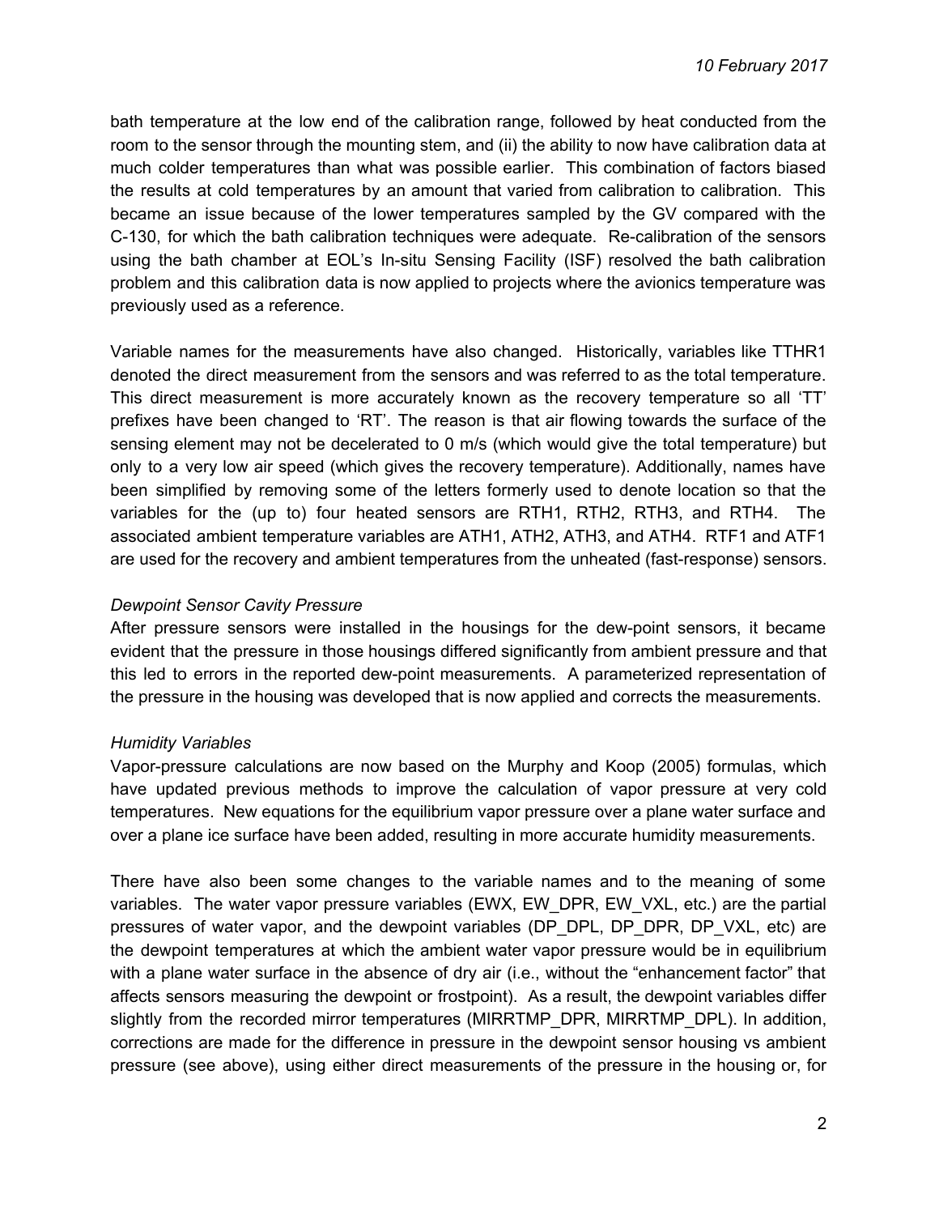bath temperature at the low end of the calibration range, followed by heat conducted from the room to the sensor through the mounting stem, and (ii) the ability to now have calibration data at much colder temperatures than what was possible earlier. This combination of factors biased the results at cold temperatures by an amount that varied from calibration to calibration. This became an issue because of the lower temperatures sampled by the GV compared with the C-130, for which the bath calibration techniques were adequate. Re-calibration of the sensors using the bath chamber at EOL's In-situ Sensing Facility (ISF) resolved the bath calibration problem and this calibration data is now applied to projects where the avionics temperature was previously used as a reference.

Variable names for the measurements have also changed. Historically, variables like TTHR1 denoted the direct measurement from the sensors and was referred to as the total temperature. This direct measurement is more accurately known as the recovery temperature so all 'TT' prefixes have been changed to 'RT'. The reason is that air flowing towards the surface of the sensing element may not be decelerated to 0 m/s (which would give the total temperature) but only to a very low air speed (which gives the recovery temperature). Additionally, names have been simplified by removing some of the letters formerly used to denote location so that the variables for the (up to) four heated sensors are RTH1, RTH2, RTH3, and RTH4. The associated ambient temperature variables are ATH1, ATH2, ATH3, and ATH4. RTF1 and ATF1 are used for the recovery and ambient temperatures from the unheated (fast-response) sensors.

*Dewpoint Sensor Cavity Pressure*

After pressure sensors were installed in the housings for the dew-point sensors, it became evident that the pressure in those housings differed significantly from ambient pressure and that this led to errors in the reported dew-point measurements. A parameterized representation of the pressure in the housing was developed that is now applied and corrects the measurements.

*Humidity Variables*

Vapor-pressure calculations are now based on the Murphy and Koop (2005) formulas, which have updated previous methods to improve the calculation of vapor pressure at very cold temperatures. New equations for the equilibrium vapor pressure over a plane water surface and over a plane ice surface have been added, resulting in more accurate humidity measurements.

There have also been some changes to the variable names and to the meaning of some variables. The water vapor pressure variables (EWX, EW_DPR, EW_VXL, etc.) are the partial pressures of water vapor, and the dewpoint variables (DP_DPL, DP_DPR, DP_VXL, etc) are the dewpoint temperatures at which the ambient water vapor pressure would be in equilibrium with a plane water surface in the absence of dry air (i.e., without the "enhancement factor" that affects sensors measuring the dewpoint or frostpoint). As a result, the dewpoint variables differ slightly from the recorded mirror temperatures (MIRRTMP_DPR, MIRRTMP_DPL). In addition, corrections are made for the difference in pressure in the dewpoint sensor housing vs ambient pressure (see above), using either direct measurements of the pressure in the housing or, for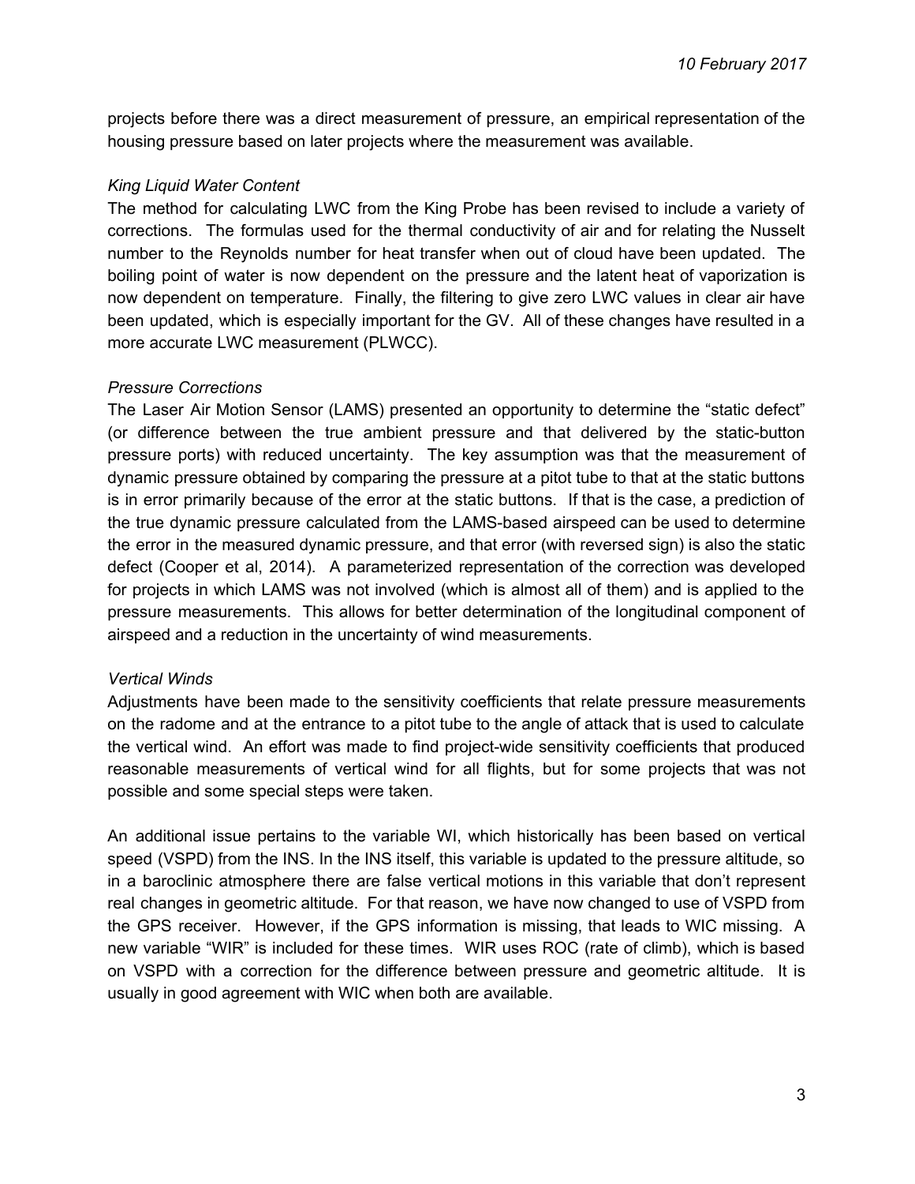projects before there was a direct measurement of pressure, an empirical representation of the housing pressure based on later projects where the measurement was available.

*King Liquid Water Content*

The method for calculating LWC from the King Probe has been revised to include a variety of corrections. The formulas used for the thermal conductivity of air and for relating the Nusselt number to the Reynolds number for heat transfer when out of cloud have been updated. The boiling point of water is now dependent on the pressure and the latent heat of vaporization is now dependent on temperature. Finally, the filtering to give zero LWC values in clear air have been updated, which is especially important for the GV. All of these changes have resulted in a more accurate LWC measurement (PLWCC).

*Pressure Corrections*

The Laser Air Motion Sensor (LAMS) presented an opportunity to determine the "static defect" (or difference between the true ambient pressure and that delivered by the static-button pressure ports) with reduced uncertainty. The key assumption was that the measurement of dynamic pressure obtained by comparing the pressure at a pitot tube to that at the static buttons is in error primarily because of the error at the static buttons. If that is the case, a prediction of the true dynamic pressure calculated from the LAMS-based airspeed can be used to determine the error in the measured dynamic pressure, and that error (with reversed sign) is also the static defect (Cooper et al, 2014). A parameterized representation of the correction was developed for projects in which LAMS was not involved (which is almost all of them) and is applied to the pressure measurements. This allows for better determination of the longitudinal component of airspeed and a reduction in the uncertainty of wind measurements.

*Vertical Winds*

Adjustments have been made to the sensitivity coefficients that relate pressure measurements on the radome and at the entrance to a pitot tube to the angle of attack that is used to calculate the vertical wind. An effort was made to find project-wide sensitivity coefficients that produced reasonable measurements of vertical wind for all flights, but for some projects that was not possible and some special steps were taken.

An additional issue pertains to the variable WI, which historically has been based on vertical speed (VSPD) from the INS. In the INS itself, this variable is updated to the pressure altitude, so in a baroclinic atmosphere there are false vertical motions in this variable that don't represent real changes in geometric altitude. For that reason, we have now changed to use of VSPD from the GPS receiver. However, if the GPS information is missing, that leads to WIC missing. A new variable "WIR" is included for these times. WIR uses ROC (rate of climb), which is based on VSPD with a correction for the difference between pressure and geometric altitude. It is usually in good agreement with WIC when both are available.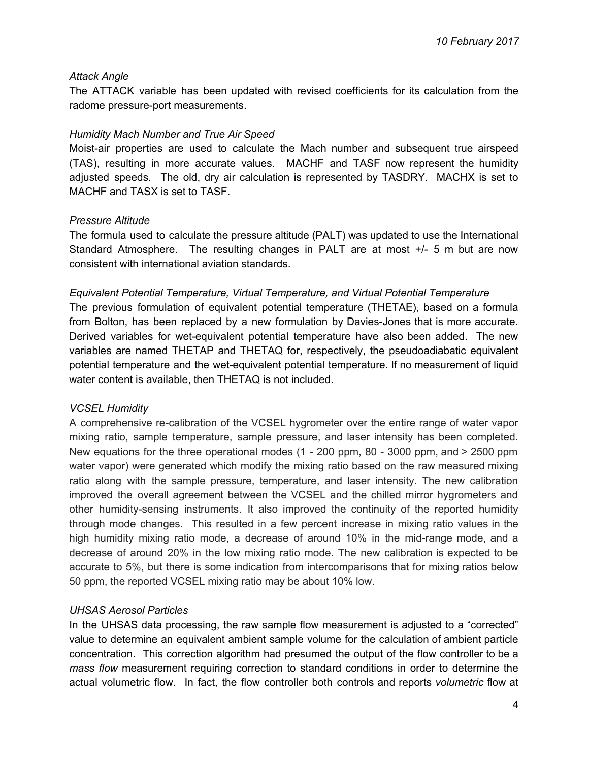*Attack Angle*

The ATTACK variable has been updated with revised coefficients for its calculation from the radome pressure-port measurements.

*Humidity Mach Number and True Air Speed*

Moist-air properties are used to calculate the Mach number and subsequent true airspeed (TAS), resulting in more accurate values. MACHF and TASF now represent the humidity adjusted speeds. The old, dry air calculation is represented by TASDRY. MACHX is set to MACHF and TASX is set to TASF.

*Pressure Altitude*

The formula used to calculate the pressure altitude (PALT) was updated to use the International Standard Atmosphere. The resulting changes in PALT are at most +/- 5 m but are now consistent with international aviation standards.

*Equivalent Potential Temperature, Virtual Temperature, and Virtual Potential Temperature*

The previous formulation of equivalent potential temperature (THETAE), based on a formula from Bolton, has been replaced by a new formulation by Davies-Jones that is more accurate. Derived variables for wet-equivalent potential temperature have also been added. The new variables are named THETAP and THETAQ for, respectively, the pseudoadiabatic equivalent potential temperature and the wet-equivalent potential temperature. If no measurement of liquid water content is available, then THETAQ is not included.

*VCSEL Humidity*

A comprehensive re-calibration of the VCSEL hygrometer over the entire range of water vapor mixing ratio, sample temperature, sample pressure, and laser intensity has been completed. New equations for the three operational modes (1 - 200 ppm, 80 - 3000 ppm, and > 2500 ppm water vapor) were generated which modify the mixing ratio based on the raw measured mixing ratio along with the sample pressure, temperature, and laser intensity. The new calibration improved the overall agreement between the VCSEL and the chilled mirror hygrometers and other humidity-sensing instruments. It also improved the continuity of the reported humidity through mode changes. This resulted in a few percent increase in mixing ratio values in the high humidity mixing ratio mode, a decrease of around 10% in the mid-range mode, and a decrease of around 20% in the low mixing ratio mode. The new calibration is expected to be accurate to 5%, but there is some indication from intercomparisons that for mixing ratios below 50 ppm, the reported VCSEL mixing ratio may be about 10% low.

*UHSAS Aerosol Particles*

In the UHSAS data processing, the raw sample flow measurement is adjusted to a "corrected" value to determine an equivalent ambient sample volume for the calculation of ambient particle concentration. This correction algorithm had presumed the output of the flow controller to be a *mass flow* measurement requiring correction to standard conditions in order to determine the actual volumetric flow. In fact, the flow controller both controls and reports *volumetric* flow at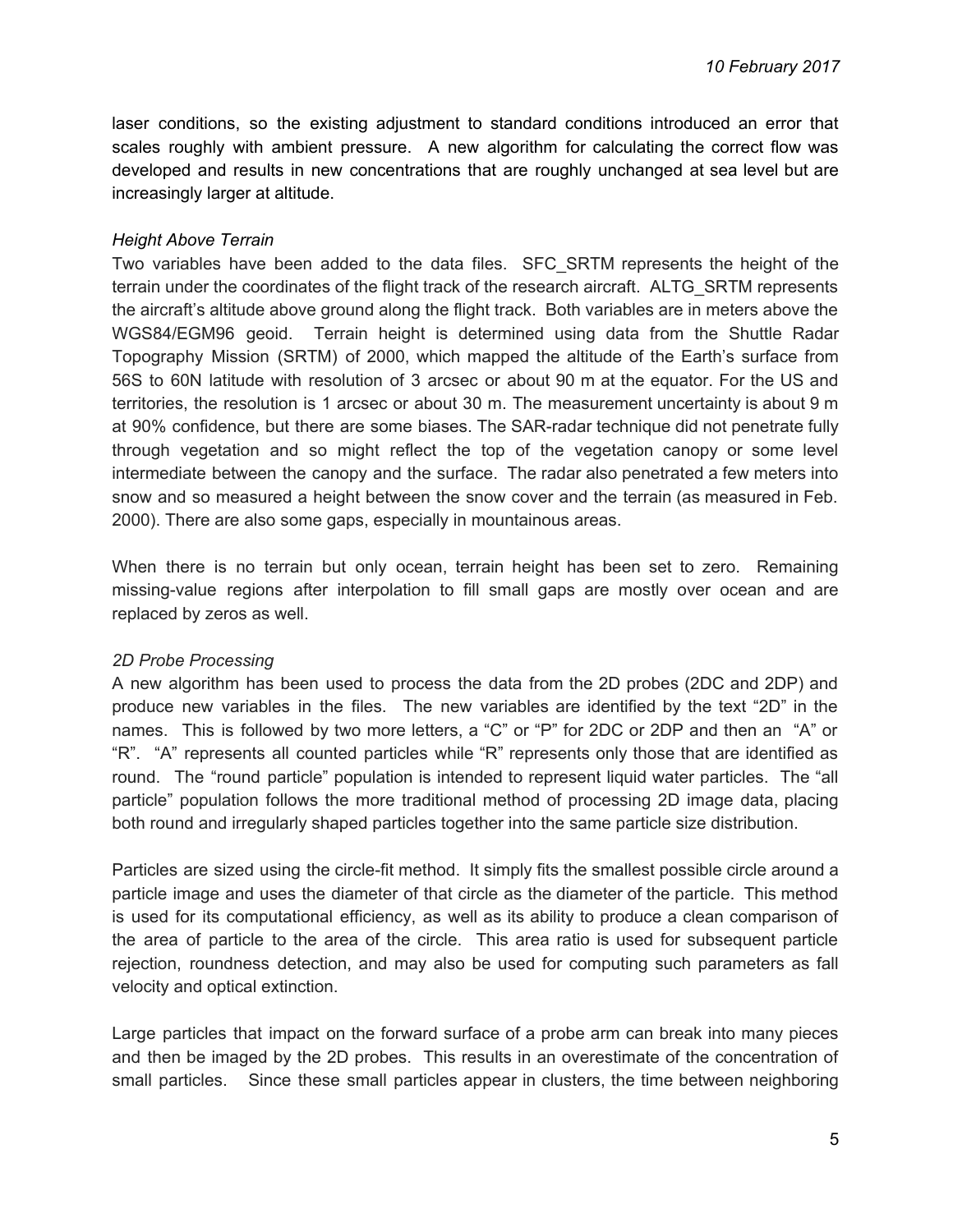laser conditions, so the existing adjustment to standard conditions introduced an error that scales roughly with ambient pressure. A new algorithm for calculating the correct flow was developed and results in new concentrations that are roughly unchanged at sea level but are increasingly larger at altitude.

*Height Above Terrain*

Two variables have been added to the data files. SFC_SRTM represents the height of the terrain under the coordinates of the flight track of the research aircraft. ALTG_SRTM represents the aircraft's altitude above ground along the flight track. Both variables are in meters above the WGS84/EGM96 geoid. Terrain height is determined using data from the Shuttle Radar Topography Mission (SRTM) of 2000, which mapped the altitude of the Earth's surface from 56S to 60N latitude with resolution of 3 arcsec or about 90 m at the equator. For the US and territories, the resolution is 1 arcsec or about 30 m. The measurement uncertainty is about 9 m at 90% confidence, but there are some biases. The SAR-radar technique did not penetrate fully through vegetation and so might reflect the top of the vegetation canopy or some level intermediate between the canopy and the surface. The radar also penetrated a few meters into snow and so measured a height between the snow cover and the terrain (as measured in Feb. 2000). There are also some gaps, especially in mountainous areas.

When there is no terrain but only ocean, terrain height has been set to zero. Remaining missing-value regions after interpolation to fill small gaps are mostly over ocean and are replaced by zeros as well.

*2D Probe Processing*

A new algorithm has been used to process the data from the 2D probes (2DC and 2DP) and produce new variables in the files. The new variables are identified by the text "2D" in the names. This is followed by two more letters, a "C" or "P" for 2DC or 2DP and then an "A" or "R". "A" represents all counted particles while "R" represents only those that are identified as round. The "round particle" population is intended to represent liquid water particles. The "all particle" population follows the more traditional method of processing 2D image data, placing both round and irregularly shaped particles together into the same particle size distribution.

Particles are sized using the circle-fit method. It simply fits the smallest possible circle around a particle image and uses the diameter of that circle as the diameter of the particle. This method is used for its computational efficiency, as well as its ability to produce a clean comparison of the area of particle to the area of the circle. This area ratio is used for subsequent particle rejection, roundness detection, and may also be used for computing such parameters as fall velocity and optical extinction.

Large particles that impact on the forward surface of a probe arm can break into many pieces and then be imaged by the 2D probes. This results in an overestimate of the concentration of small particles. Since these small particles appear in clusters, the time between neighboring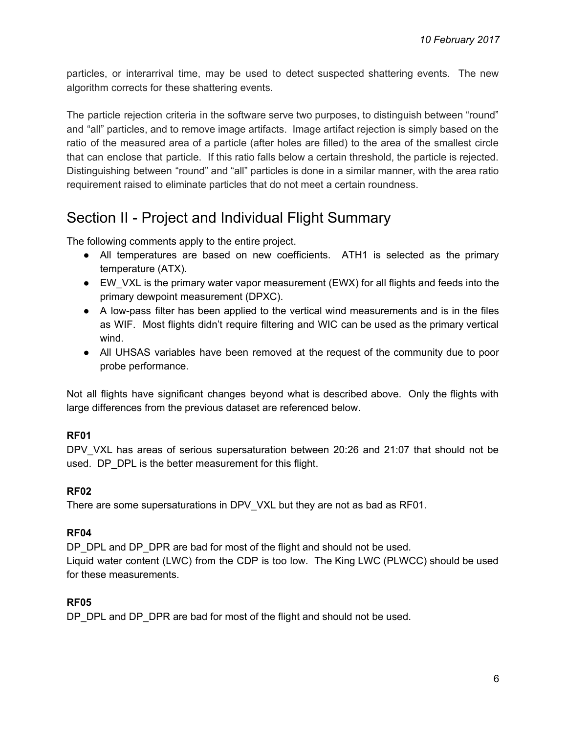particles, or interarrival time, may be used to detect suspected shattering events. The new algorithm corrects for these shattering events.

The particle rejection criteria in the software serve two purposes, to distinguish between "round" and "all" particles, and to remove image artifacts. Image artifact rejection is simply based on the ratio of the measured area of a particle (after holes are filled) to the area of the smallest circle that can enclose that particle. If this ratio falls below a certain threshold, the particle is rejected. Distinguishing between "round" and "all" particles is done in a similar manner, with the area ratio requirement raised to eliminate particles that do not meet a certain roundness.

## Section II - Project and Individual Flight Summary

The following comments apply to the entire project.

- All temperatures are based on new coefficients. ATH1 is selected as the primary temperature (ATX).
- EW_VXL is the primary water vapor measurement (EWX) for all flights and feeds into the primary dewpoint measurement (DPXC).
- A low-pass filter has been applied to the vertical wind measurements and is in the files as WIF. Most flights didn't require filtering and WIC can be used as the primary vertical wind.
- All UHSAS variables have been removed at the request of the community due to poor probe performance.

Not all flights have significant changes beyond what is described above. Only the flights with large differences from the previous dataset are referenced below.

**RF01**

DPV_VXL has areas of serious supersaturation between 20:26 and 21:07 that should not be used. DP_DPL is the better measurement for this flight.

**RF02**

There are some supersaturations in DPV_VXL but they are not as bad as RF01.

**RF04**

DP_DPL and DP_DPR are bad for most of the flight and should not be used.
Liquid water content (LWC) from the CDP is too low. The King LWC (PLWCC) should be used for these measurements.

**RF05**

DP_DPL and DP_DPR are bad for most of the flight and should not be used.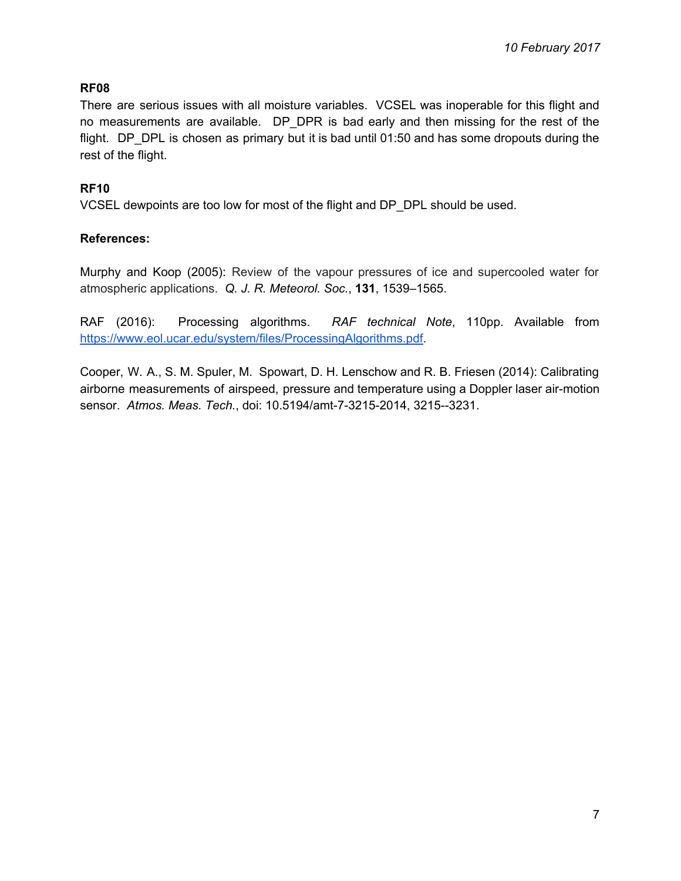**RF08**

There are serious issues with all moisture variables. VCSEL was inoperable for this flight and no measurements are available. DP_DPR is bad early and then missing for the rest of the flight. DP_DPL is chosen as primary but it is bad until 01:50 and has some dropouts during the rest of the flight.

**RF10**

VCSEL dewpoints are too low for most of the flight and DP_DPL should be used.

**References:**

Murphy and Koop (2005): Review of the vapour pressures of ice and supercooled water for atmospheric applications. *Q. J. R. Meteorol. Soc.*, **131**, 1539–1565.

RAF (2016): Processing algorithms. *RAF technical Note*, 110pp. Available from [https://www.eol.ucar.edu/system/files/ProcessingAlgorithms.pdf](https://www.eol.ucar.edu/system/files/ProcessingAlgorithms.pdf).

Cooper, W. A., S. M. Spuler, M. Spowart, D. H. Lenschow and R. B. Friesen (2014): Calibrating airborne measurements of airspeed, pressure and temperature using a Doppler laser air-motion sensor. *Atmos. Meas. Tech.*, doi: 10.5194/amt-7-3215-2014, 3215--3231.